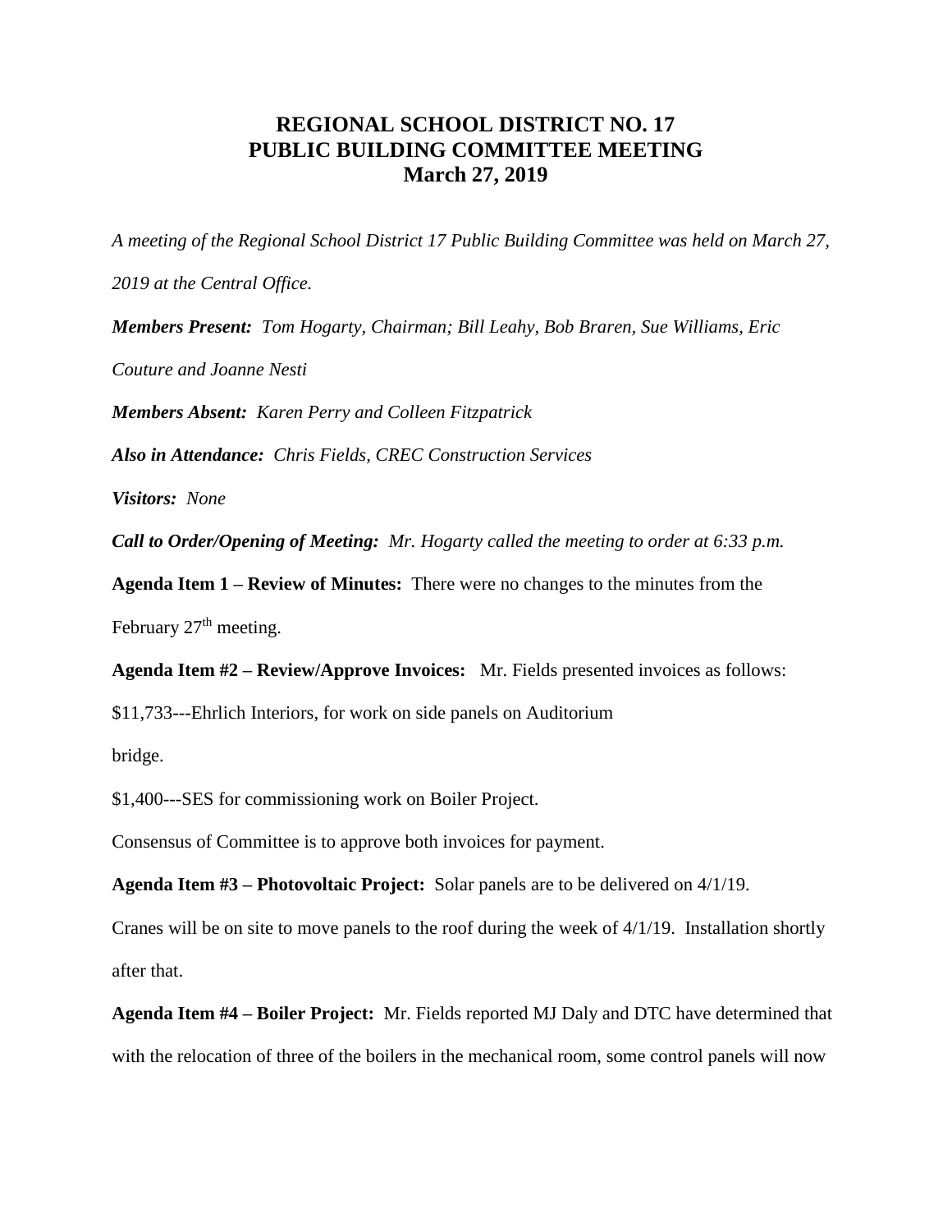# REGIONAL SCHOOL DISTRICT NO. 17
# PUBLIC BUILDING COMMITTEE MEETING
# March 27, 2019

*A meeting of the Regional School District 17 Public Building Committee was held on March 27, 2019 at the Central Office.*

***Members Present:*** *Tom Hogarty, Chairman; Bill Leahy, Bob Braren, Sue Williams, Eric Couture and Joanne Nesti*

***Members Absent:*** *Karen Perry and Colleen Fitzpatrick*

***Also in Attendance:*** *Chris Fields, CREC Construction Services*

***Visitors:*** *None*

***Call to Order/Opening of Meeting:*** *Mr. Hogarty called the meeting to order at 6:33 p.m.*

**Agenda Item 1 – Review of Minutes:** There were no changes to the minutes from the February 27th meeting.

**Agenda Item #2 – Review/Approve Invoices:** Mr. Fields presented invoices as follows:

$11,733---Ehrlich Interiors, for work on side panels on Auditorium bridge.

$1,400---SES for commissioning work on Boiler Project.

Consensus of Committee is to approve both invoices for payment.

**Agenda Item #3 – Photovoltaic Project:** Solar panels are to be delivered on 4/1/19. Cranes will be on site to move panels to the roof during the week of 4/1/19. Installation shortly after that.

**Agenda Item #4 – Boiler Project:** Mr. Fields reported MJ Daly and DTC have determined that with the relocation of three of the boilers in the mechanical room, some control panels will now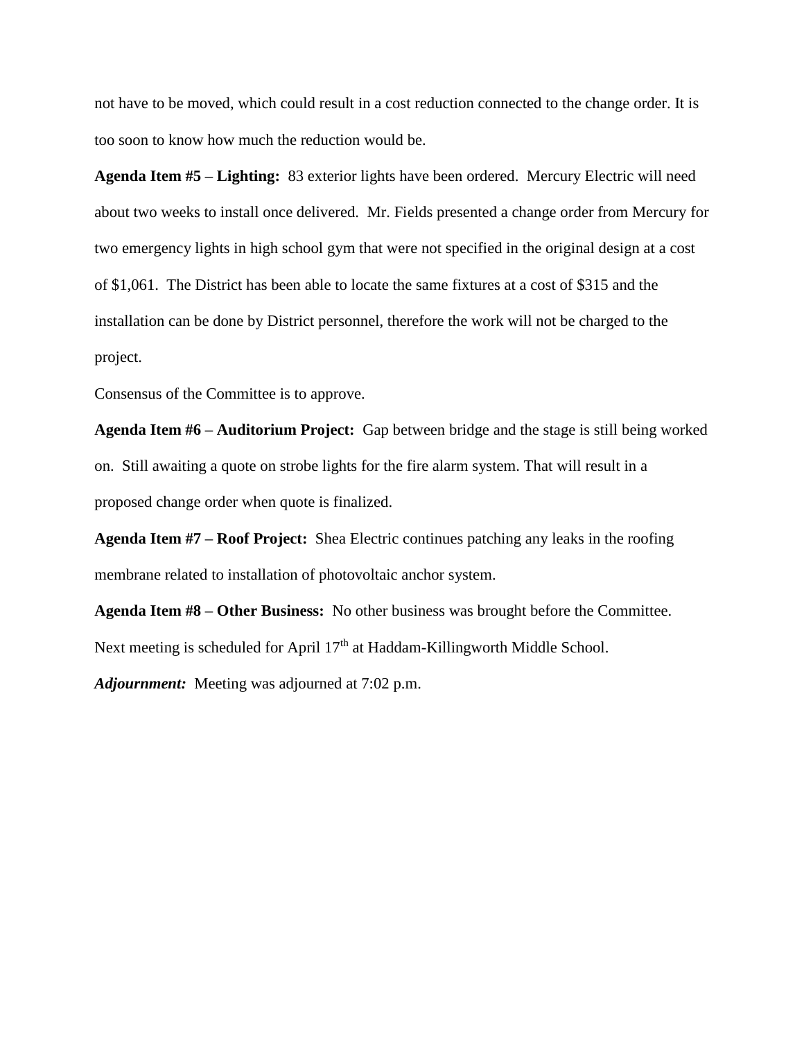not have to be moved, which could result in a cost reduction connected to the change order. It is too soon to know how much the reduction would be.

**Agenda Item #5 – Lighting:** 83 exterior lights have been ordered. Mercury Electric will need about two weeks to install once delivered. Mr. Fields presented a change order from Mercury for two emergency lights in high school gym that were not specified in the original design at a cost of $1,061. The District has been able to locate the same fixtures at a cost of $315 and the installation can be done by District personnel, therefore the work will not be charged to the project.

Consensus of the Committee is to approve.

**Agenda Item #6 – Auditorium Project:** Gap between bridge and the stage is still being worked on. Still awaiting a quote on strobe lights for the fire alarm system. That will result in a proposed change order when quote is finalized.

**Agenda Item #7 – Roof Project:** Shea Electric continues patching any leaks in the roofing membrane related to installation of photovoltaic anchor system.

**Agenda Item #8 – Other Business:** No other business was brought before the Committee. Next meeting is scheduled for April 17th at Haddam-Killingworth Middle School.

***Adjournment:*** Meeting was adjourned at 7:02 p.m.